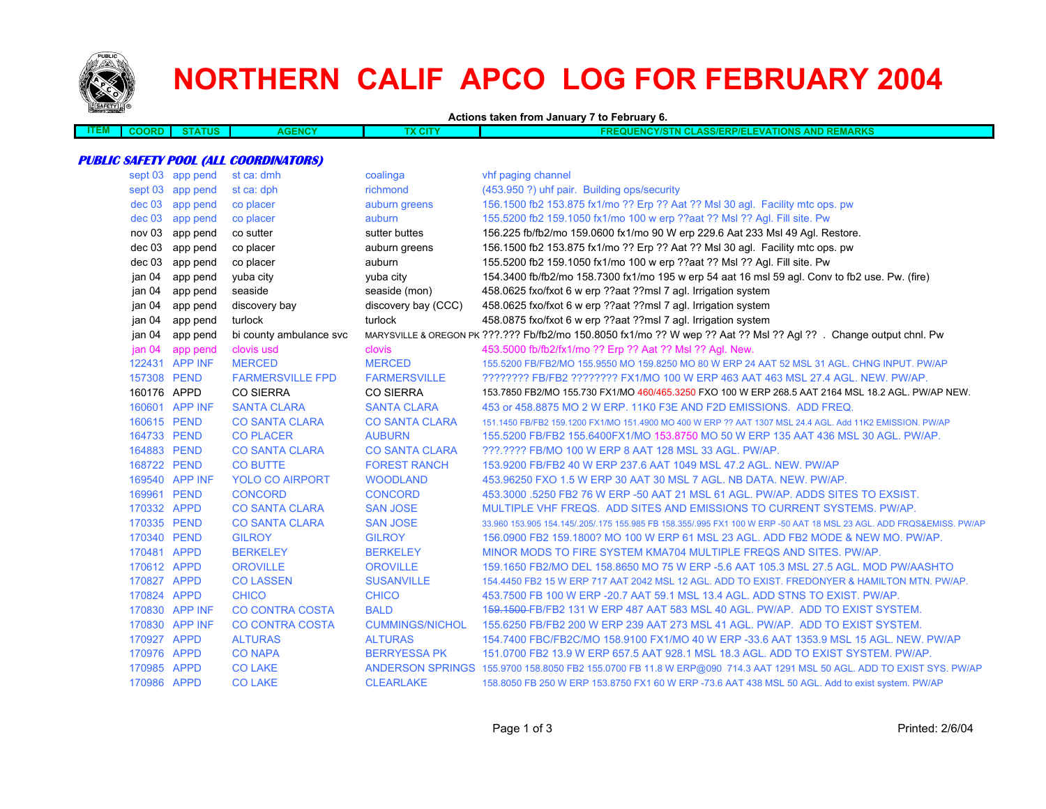# NORTHERN CALIF APCO LOG FOR FEBRUARY 2004

**Actions taken from January 7 to February 6.**

| ITEM | COORD | STATUS | AGENCY | TX CITY | FREQUENCY/STN CLASS/ERP/ELEVATIONS AND REMARKS |
|---|---|---|---|---|---|
| ***PUBLIC SAFETY POOL (ALL COORDINATORS)*** | | | | | |
| | sept 03 | app pend | st ca: dmh | coalinga | vhf paging channel |
| | sept 03 | app pend | st ca: dph | richmond | (453.950 ?) uhf pair. Building ops/security |
| | dec 03 | app pend | co placer | auburn greens | 156.1500 fb2 153.875 fx1/mo ?? Erp ?? Aat ?? Msl 30 agl. Facility mtc ops. pw |
| | dec 03 | app pend | co placer | auburn | 155.5200 fb2 159.1050 fx1/mo 100 w erp ??aat ?? Msl ?? Agl. Fill site. Pw |
| | nov 03 | app pend | co sutter | sutter buttes | 156.225 fb/fb2/mo 159.0600 fx1/mo 90 W erp 229.6 Aat 233 Msl 49 Agl. Restore. |
| | dec 03 | app pend | co placer | auburn greens | 156.1500 fb2 153.875 fx1/mo ?? Erp ?? Aat ?? Msl 30 agl. Facility mtc ops. pw |
| | dec 03 | app pend | co placer | auburn | 155.5200 fb2 159.1050 fx1/mo 100 w erp ??aat ?? Msl ?? Agl. Fill site. Pw |
| | jan 04 | app pend | yuba city | yuba city | 154.3400 fb/fb2/mo 158.7300 fx1/mo 195 w erp 54 aat 16 msl 59 agl. Conv to fb2 use. Pw. (fire) |
| | jan 04 | app pend | seaside | seaside (mon) | 458.0625 fxo/fxot 6 w erp ??aat ??msl 7 agl. Irrigation system |
| | jan 04 | app pend | discovery bay | discovery bay (CCC) | 458.0625 fxo/fxot 6 w erp ??aat ??msl 7 agl. Irrigation system |
| | jan 04 | app pend | turlock | turlock | 458.0875 fxo/fxot 6 w erp ??aat ??msl 7 agl. Irrigation system |
| | jan 04 | app pend | bi county ambulance svc | MARYSVILLE & OREGON PK | ???.??? Fb/fb2/mo 150.8050 fx1/mo ?? W wep ?? Aat ?? Msl ?? Agl ?? . Change output chnl. Pw |
| | jan 04 | app pend | clovis usd | clovis | 453.5000 fb/fb2/fx1/mo ?? Erp ?? Aat ?? Msl ?? Agl. New. |
| | 122431 | APP INF | MERCED | MERCED | 155.5200 FB/FB2/MO 155.9550 MO 159.8250 MO 80 W ERP 24 AAT 52 MSL 31 AGL. CHNG INPUT. PW/AP |
| | 157308 | PEND | FARMERSVILLE FPD | FARMERSVILLE | ???????? FB/FB2 ???????? FX1/MO 100 W ERP 463 AAT 463 MSL 27.4 AGL. NEW. PW/AP. |
| | 160176 | APPD | CO SIERRA | CO SIERRA | 153.7850 FB2/MO 155.730 FX1/MO 460/465.3250 FXO 100 W ERP 268.5 AAT 2164 MSL 18.2 AGL. PW/AP NEW. |
| | 160601 | APP INF | SANTA CLARA | SANTA CLARA | 453 or 458.8875 MO 2 W ERP. 11K0 F3E AND F2D EMISSIONS. ADD FREQ. |
| | 160615 | PEND | CO SANTA CLARA | CO SANTA CLARA | 151.1450 FB/FB2 159.1200 FX1/MO 151.4900 MO 400 W ERP ?? AAT 1307 MSL 24.4 AGL. Add 11K2 EMISSION. PW/AP |
| | 164733 | PEND | CO PLACER | AUBURN | 155.5200 FB/FB2 155.6400FX1/MO 153.8750 MO 50 W ERP 135 AAT 436 MSL 30 AGL. PW/AP. |
| | 164883 | PEND | CO SANTA CLARA | CO SANTA CLARA | ???.???? FB/MO 100 W ERP 8 AAT 128 MSL 33 AGL. PW/AP. |
| | 168722 | PEND | CO BUTTE | FOREST RANCH | 153.9200 FB/FB2 40 W ERP 237.6 AAT 1049 MSL 47.2 AGL. NEW. PW/AP |
| | 169540 | APP INF | YOLO CO AIRPORT | WOODLAND | 453.96250 FXO 1.5 W ERP 30 AAT 30 MSL 7 AGL. NB DATA. NEW. PW/AP. |
| | 169961 | PEND | CONCORD | CONCORD | 453.3000 .5250 FB2 76 W ERP -50 AAT 21 MSL 61 AGL. PW/AP. ADDS SITES TO EXSIST. |
| | 170332 | APPD | CO SANTA CLARA | SAN JOSE | MULTIPLE VHF FREQS. ADD SITES AND EMISSIONS TO CURRENT SYSTEMS. PW/AP. |
| | 170335 | PEND | CO SANTA CLARA | SAN JOSE | 33.960 153.905 154.145/.205/.175 155.985 FB 158.355/.995 FX1 100 W ERP -50 AAT 18 MSL 23 AGL. ADD FRQS&EMISS. PW/AP |
| | 170340 | PEND | GILROY | GILROY | 156.0900 FB2 159.1800? MO 100 W ERP 61 MSL 23 AGL. ADD FB2 MODE & NEW MO. PW/AP. |
| | 170481 | APPD | BERKELEY | BERKELEY | MINOR MODS TO FIRE SYSTEM KMA704 MULTIPLE FREQS AND SITES. PW/AP. |
| | 170612 | APPD | OROVILLE | OROVILLE | 159.1650 FB2/MO DEL 158.8650 MO 75 W ERP -5.6 AAT 105.3 MSL 27.5 AGL. MOD PW/AASHTO |
| | 170827 | APPD | CO LASSEN | SUSANVILLE | 154.4450 FB2 15 W ERP 717 AAT 2042 MSL 12 AGL. ADD TO EXIST. FREDONYER & HAMILTON MTN. PW/AP. |
| | 170824 | APPD | CHICO | CHICO | 453.7500 FB 100 W ERP -20.7 AAT 59.1 MSL 13.4 AGL. ADD STNS TO EXIST. PW/AP. |
| | 170830 | APP INF | CO CONTRA COSTA | BALD | ~~159.1500~~ FB/FB2 131 W ERP 487 AAT 583 MSL 40 AGL. PW/AP. ADD TO EXIST SYSTEM. |
| | 170830 | APP INF | CO CONTRA COSTA | CUMMINGS/NICHOL | 155.6250 FB/FB2 200 W ERP 239 AAT 273 MSL 41 AGL. PW/AP. ADD TO EXIST SYSTEM. |
| | 170927 | APPD | ALTURAS | ALTURAS | 154.7400 FBC/FB2C/MO 158.9100 FX1/MO 40 W ERP -33.6 AAT 1353.9 MSL 15 AGL. NEW. PW/AP |
| | 170976 | APPD | CO NAPA | BERRYESSA PK | 151.0700 FB2 13.9 W ERP 657.5 AAT 928.1 MSL 18.3 AGL. ADD TO EXIST SYSTEM. PW/AP. |
| | 170985 | APPD | CO LAKE | ANDERSON SPRINGS | 155.9700 158.8050 FB2 155.0700 FB 11.8 W ERP@090 714.3 AAT 1291 MSL 50 AGL. ADD TO EXIST SYS. PW/AP |
| | 170986 | APPD | CO LAKE | CLEARLAKE | 158.8050 FB 250 W ERP 153.8750 FX1 60 W ERP -73.6 AAT 438 MSL 50 AGL. Add to exist system. PW/AP |

Printed: 2/6/04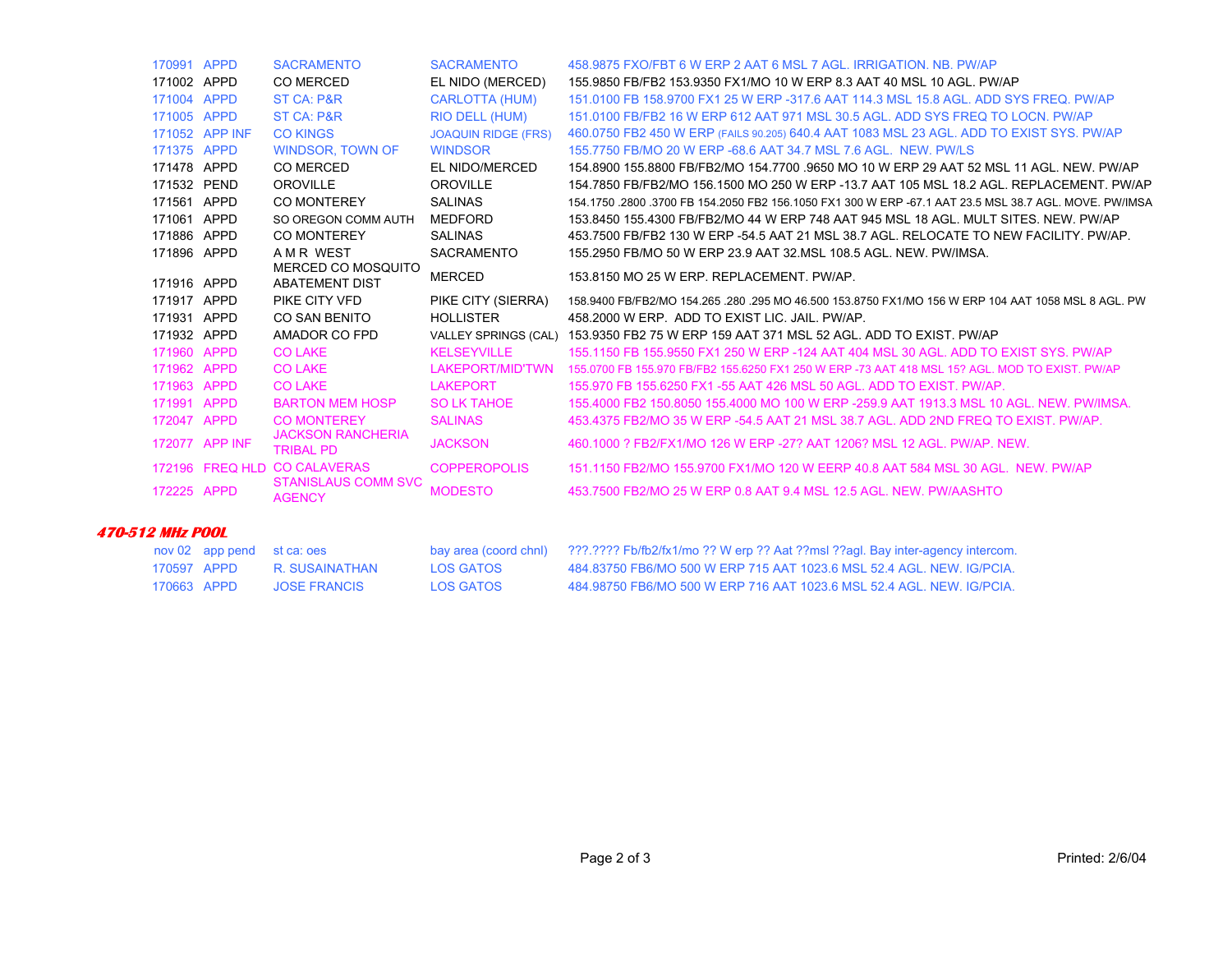| | | | | |
|---|---|---|---|---|
| 170991 | APPD | SACRAMENTO | SACRAMENTO | 458.9875 FXO/FBT 6 W ERP 2 AAT 6 MSL 7 AGL. IRRIGATION. NB. PW/AP |
| 171002 | APPD | CO MERCED | EL NIDO (MERCED) | 155.9850 FB/FB2 153.9350 FX1/MO 10 W ERP 8.3 AAT 40 MSL 10 AGL. PW/AP |
| 171004 | APPD | ST CA: P&R | CARLOTTA (HUM) | 151.0100 FB 158.9700 FX1 25 W ERP -317.6 AAT 114.3 MSL 15.8 AGL. ADD SYS FREQ. PW/AP |
| 171005 | APPD | ST CA: P&R | RIO DELL (HUM) | 151.0100 FB/FB2 16 W ERP 612 AAT 971 MSL 30.5 AGL. ADD SYS FREQ TO LOCN. PW/AP |
| 171052 | APP INF | CO KINGS | JOAQUIN RIDGE (FRS) | 460.0750 FB2 450 W ERP (FAILS 90.205) 640.4 AAT 1083 MSL 23 AGL. ADD TO EXIST SYS. PW/AP |
| 171375 | APPD | WINDSOR, TOWN OF | WINDSOR | 155.7750 FB/MO 20 W ERP -68.6 AAT 34.7 MSL 7.6 AGL. NEW. PW/LS |
| 171478 | APPD | CO MERCED | EL NIDO/MERCED | 154.8900 155.8800 FB/FB2/MO 154.7700 .9650 MO 10 W ERP 29 AAT 52 MSL 11 AGL. NEW. PW/AP |
| 171532 | PEND | OROVILLE | OROVILLE | 154.7850 FB/FB2/MO 156.1500 MO 250 W ERP -13.7 AAT 105 MSL 18.2 AGL. REPLACEMENT. PW/AP |
| 171561 | APPD | CO MONTEREY | SALINAS | 154.1750 .2800 .3700 FB 154.2050 FB2 156.1050 FX1 300 W ERP -67.1 AAT 23.5 MSL 38.7 AGL. MOVE. PW/IMSA |
| 171061 | APPD | SO OREGON COMM AUTH | MEDFORD | 153.8450 155.4300 FB/FB2/MO 44 W ERP 748 AAT 945 MSL 18 AGL. MULT SITES. NEW. PW/AP |
| 171886 | APPD | CO MONTEREY | SALINAS | 453.7500 FB/FB2 130 W ERP -54.5 AAT 21 MSL 38.7 AGL. RELOCATE TO NEW FACILITY. PW/AP. |
| 171896 | APPD | A M R WEST | SACRAMENTO | 155.2950 FB/MO 50 W ERP 23.9 AAT 32.MSL 108.5 AGL. NEW. PW/IMSA. |
| 171916 | APPD | MERCED CO MOSQUITO ABATEMENT DIST | MERCED | 153.8150 MO 25 W ERP. REPLACEMENT. PW/AP. |
| 171917 | APPD | PIKE CITY VFD | PIKE CITY (SIERRA) | 158.9400 FB/FB2/MO 154.265 .280 .295 MO 46.500 153.8750 FX1/MO 156 W ERP 104 AAT 1058 MSL 8 AGL. PW |
| 171931 | APPD | CO SAN BENITO | HOLLISTER | 458.2000 W ERP. ADD TO EXIST LIC. JAIL. PW/AP. |
| 171932 | APPD | AMADOR CO FPD | VALLEY SPRINGS (CAL) | 153.9350 FB2 75 W ERP 159 AAT 371 MSL 52 AGL. ADD TO EXIST. PW/AP |
| 171960 | APPD | CO LAKE | KELSEYVILLE | 155.1150 FB 155.9550 FX1 250 W ERP -124 AAT 404 MSL 30 AGL. ADD TO EXIST SYS. PW/AP |
| 171962 | APPD | CO LAKE | LAKEPORT/MID'TWN | 155.0700 FB 155.970 FB/FB2 155.6250 FX1 250 W ERP -73 AAT 418 MSL 15? AGL. MOD TO EXIST. PW/AP |
| 171963 | APPD | CO LAKE | LAKEPORT | 155.970 FB 155.6250 FX1 -55 AAT 426 MSL 50 AGL. ADD TO EXIST. PW/AP. |
| 171991 | APPD | BARTON MEM HOSP | SO LK TAHOE | 155.4000 FB2 150.8050 155.4000 MO 100 W ERP -259.9 AAT 1913.3 MSL 10 AGL. NEW. PW/IMSA. |
| 172047 | APPD | CO MONTEREY | SALINAS | 453.4375 FB2/MO 35 W ERP -54.5 AAT 21 MSL 38.7 AGL. ADD 2ND FREQ TO EXIST. PW/AP. |
| 172077 | APP INF | JACKSON RANCHERIA TRIBAL PD | JACKSON | 460.1000 ? FB2/FX1/MO 126 W ERP -27? AAT 1206? MSL 12 AGL. PW/AP. NEW. |
| 172196 | FREQ HLD | CO CALAVERAS | COPPEROPOLIS | 151.1150 FB2/MO 155.9700 FX1/MO 120 W EERP 40.8 AAT 584 MSL 30 AGL. NEW. PW/AP |
| 172225 | APPD | STANISLAUS COMM SVC AGENCY | MODESTO | 453.7500 FB2/MO 25 W ERP 0.8 AAT 9.4 MSL 12.5 AGL. NEW. PW/AASHTO |

## 470-512 MHz POOL

| | | | | |
|---|---|---|---|---|
| nov 02 | app pend | st ca: oes | bay area (coord chnl) | ???.???? Fb/fb2/fx1/mo ?? W erp ?? Aat ??msl ??agl. Bay inter-agency intercom. |
| 170597 | APPD | R. SUSAINATHAN | LOS GATOS | 484.83750 FB6/MO 500 W ERP 715 AAT 1023.6 MSL 52.4 AGL. NEW. IG/PCIA. |
| 170663 | APPD | JOSE FRANCIS | LOS GATOS | 484.98750 FB6/MO 500 W ERP 716 AAT 1023.6 MSL 52.4 AGL. NEW. IG/PCIA. |

Printed: 2/6/04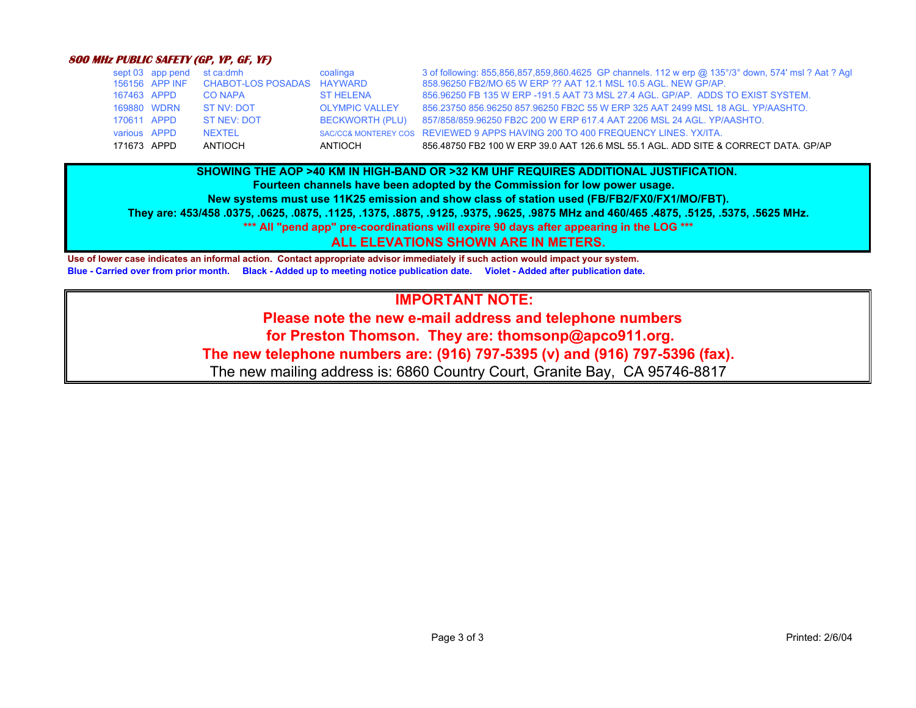***800 MHz PUBLIC SAFETY (GP, YP, GF, YF)***

| | | | | |
|---|---|---|---|---|
| sept 03 | app pend | st ca:dmh | coalinga | 3 of following: 855,856,857,859,860.4625 GP channels. 112 w erp @ 135°/3° down, 574' msl ? Aat ? Agl |
| 156156 | APP INF | CHABOT-LOS POSADAS | HAYWARD | 858.96250 FB2/MO 65 W ERP ?? AAT 12.1 MSL 10.5 AGL. NEW GP/AP. |
| 167463 | APPD | CO NAPA | ST HELENA | 856.96250 FB 135 W ERP -191.5 AAT 73 MSL 27.4 AGL. GP/AP. ADDS TO EXIST SYSTEM. |
| 169880 | WDRN | ST NV: DOT | OLYMPIC VALLEY | 856.23750 856.96250 857.96250 FB2C 55 W ERP 325 AAT 2499 MSL 18 AGL. YP/AASHTO. |
| 170611 | APPD | ST NEV: DOT | BECKWORTH (PLU) | 857/858/859.96250 FB2C 200 W ERP 617.4 AAT 2206 MSL 24 AGL. YP/AASHTO. |
| various | APPD | NEXTEL | SAC/CC& MONTEREY COS | REVIEWED 9 APPS HAVING 200 TO 400 FREQUENCY LINES. YX/ITA. |
| 171673 | APPD | ANTIOCH | ANTIOCH | 856.48750 FB2 100 W ERP 39.0 AAT 126.6 MSL 55.1 AGL. ADD SITE & CORRECT DATA. GP/AP |

**SHOWING THE AOP >40 KM IN HIGH-BAND OR >32 KM UHF REQUIRES ADDITIONAL JUSTIFICATION.**
**Fourteen channels have been adopted by the Commission for low power usage.**
**New systems must use 11K25 emission and show class of station used (FB/FB2/FX0/FX1/MO/FBT).**
**They are: 453/458 .0375, .0625, .0875, .1125, .1375, .8875, .9125, .9375, .9625, .9875 MHz and 460/465 .4875, .5125, .5375, .5625 MHz.**
**\*\*\* All "pend app" pre-coordinations will expire 90 days after appearing in the LOG \*\*\***
**ALL ELEVATIONS SHOWN ARE IN METERS.**

**Use of lower case indicates an informal action. Contact appropriate advisor immediately if such action would impact your system.**
**Blue - Carried over from prior month. Black - Added up to meeting notice publication date. Violet - Added after publication date.**

**IMPORTANT NOTE:**
**Please note the new e-mail address and telephone numbers for Preston Thomson. They are: thomsonp@apco911.org.**
**The new telephone numbers are: (916) 797-5395 (v) and (916) 797-5396 (fax).**
The new mailing address is: 6860 Country Court, Granite Bay, CA 95746-8817

Printed: 2/6/04